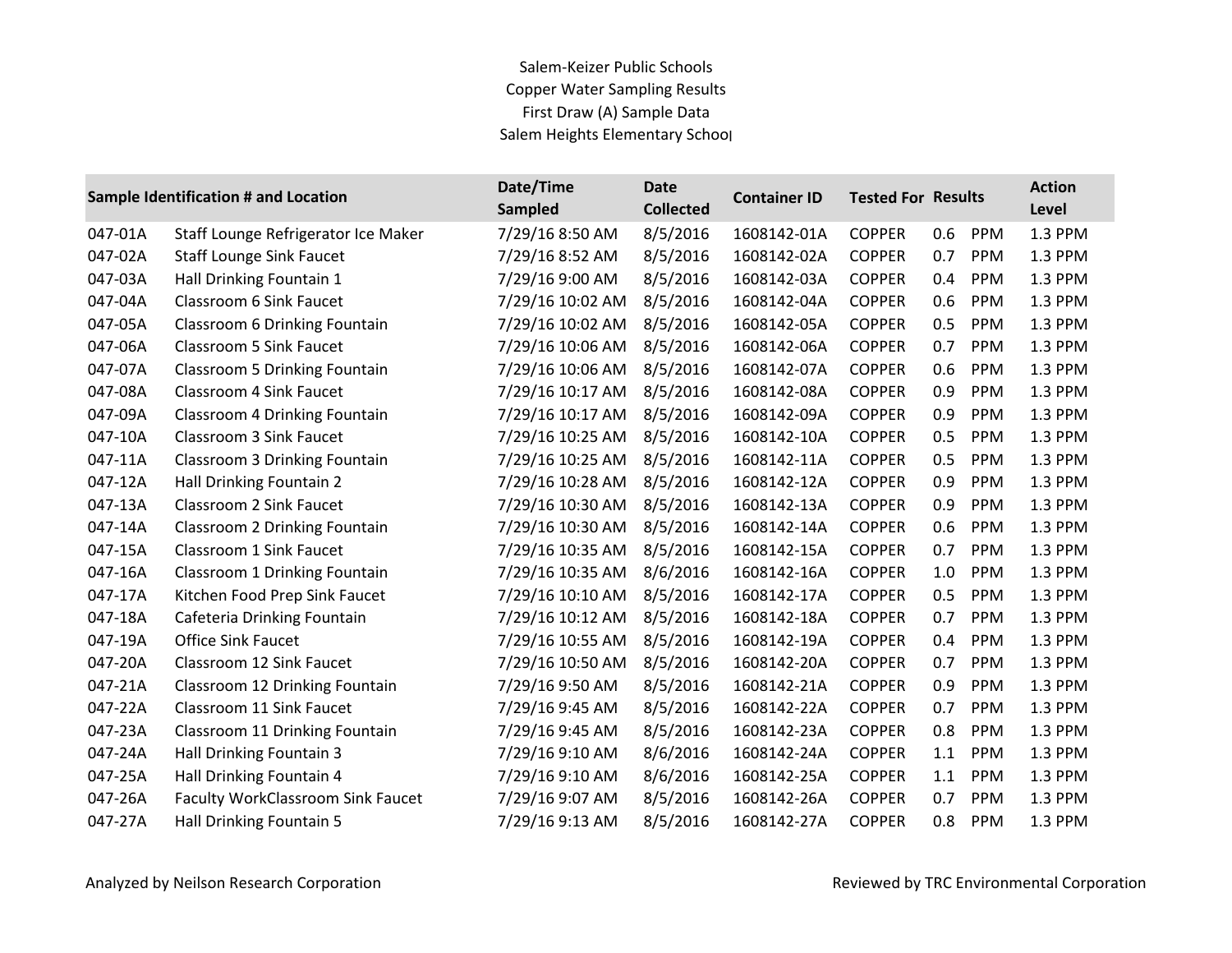Salem-Keizer Public Schools
Copper Water Sampling Results
First Draw (A) Sample Data
Salem Heights Elementary School

| Sample Identification # and Location | | Date/Time Sampled | Date Collected | Container ID | Tested For | Results | | Action Level |
|---|---|---|---|---|---|---|---|---|
| 047-01A | Staff Lounge Refrigerator Ice Maker | 7/29/16 8:50 AM | 8/5/2016 | 1608142-01A | COPPER | 0.6 | PPM | 1.3 PPM |
| 047-02A | Staff Lounge Sink Faucet | 7/29/16 8:52 AM | 8/5/2016 | 1608142-02A | COPPER | 0.7 | PPM | 1.3 PPM |
| 047-03A | Hall Drinking Fountain 1 | 7/29/16 9:00 AM | 8/5/2016 | 1608142-03A | COPPER | 0.4 | PPM | 1.3 PPM |
| 047-04A | Classroom 6 Sink Faucet | 7/29/16 10:02 AM | 8/5/2016 | 1608142-04A | COPPER | 0.6 | PPM | 1.3 PPM |
| 047-05A | Classroom 6 Drinking Fountain | 7/29/16 10:02 AM | 8/5/2016 | 1608142-05A | COPPER | 0.5 | PPM | 1.3 PPM |
| 047-06A | Classroom 5 Sink Faucet | 7/29/16 10:06 AM | 8/5/2016 | 1608142-06A | COPPER | 0.7 | PPM | 1.3 PPM |
| 047-07A | Classroom 5 Drinking Fountain | 7/29/16 10:06 AM | 8/5/2016 | 1608142-07A | COPPER | 0.6 | PPM | 1.3 PPM |
| 047-08A | Classroom 4 Sink Faucet | 7/29/16 10:17 AM | 8/5/2016 | 1608142-08A | COPPER | 0.9 | PPM | 1.3 PPM |
| 047-09A | Classroom 4 Drinking Fountain | 7/29/16 10:17 AM | 8/5/2016 | 1608142-09A | COPPER | 0.9 | PPM | 1.3 PPM |
| 047-10A | Classroom 3 Sink Faucet | 7/29/16 10:25 AM | 8/5/2016 | 1608142-10A | COPPER | 0.5 | PPM | 1.3 PPM |
| 047-11A | Classroom 3 Drinking Fountain | 7/29/16 10:25 AM | 8/5/2016 | 1608142-11A | COPPER | 0.5 | PPM | 1.3 PPM |
| 047-12A | Hall Drinking Fountain 2 | 7/29/16 10:28 AM | 8/5/2016 | 1608142-12A | COPPER | 0.9 | PPM | 1.3 PPM |
| 047-13A | Classroom 2 Sink Faucet | 7/29/16 10:30 AM | 8/5/2016 | 1608142-13A | COPPER | 0.9 | PPM | 1.3 PPM |
| 047-14A | Classroom 2 Drinking Fountain | 7/29/16 10:30 AM | 8/5/2016 | 1608142-14A | COPPER | 0.6 | PPM | 1.3 PPM |
| 047-15A | Classroom 1 Sink Faucet | 7/29/16 10:35 AM | 8/5/2016 | 1608142-15A | COPPER | 0.7 | PPM | 1.3 PPM |
| 047-16A | Classroom 1 Drinking Fountain | 7/29/16 10:35 AM | 8/6/2016 | 1608142-16A | COPPER | 1.0 | PPM | 1.3 PPM |
| 047-17A | Kitchen Food Prep Sink Faucet | 7/29/16 10:10 AM | 8/5/2016 | 1608142-17A | COPPER | 0.5 | PPM | 1.3 PPM |
| 047-18A | Cafeteria Drinking Fountain | 7/29/16 10:12 AM | 8/5/2016 | 1608142-18A | COPPER | 0.7 | PPM | 1.3 PPM |
| 047-19A | Office Sink Faucet | 7/29/16 10:55 AM | 8/5/2016 | 1608142-19A | COPPER | 0.4 | PPM | 1.3 PPM |
| 047-20A | Classroom 12 Sink Faucet | 7/29/16 10:50 AM | 8/5/2016 | 1608142-20A | COPPER | 0.7 | PPM | 1.3 PPM |
| 047-21A | Classroom 12 Drinking Fountain | 7/29/16 9:50 AM | 8/5/2016 | 1608142-21A | COPPER | 0.9 | PPM | 1.3 PPM |
| 047-22A | Classroom 11 Sink Faucet | 7/29/16 9:45 AM | 8/5/2016 | 1608142-22A | COPPER | 0.7 | PPM | 1.3 PPM |
| 047-23A | Classroom 11 Drinking Fountain | 7/29/16 9:45 AM | 8/5/2016 | 1608142-23A | COPPER | 0.8 | PPM | 1.3 PPM |
| 047-24A | Hall Drinking Fountain 3 | 7/29/16 9:10 AM | 8/6/2016 | 1608142-24A | COPPER | 1.1 | PPM | 1.3 PPM |
| 047-25A | Hall Drinking Fountain 4 | 7/29/16 9:10 AM | 8/6/2016 | 1608142-25A | COPPER | 1.1 | PPM | 1.3 PPM |
| 047-26A | Faculty WorkClassroom Sink Faucet | 7/29/16 9:07 AM | 8/5/2016 | 1608142-26A | COPPER | 0.7 | PPM | 1.3 PPM |
| 047-27A | Hall Drinking Fountain 5 | 7/29/16 9:13 AM | 8/5/2016 | 1608142-27A | COPPER | 0.8 | PPM | 1.3 PPM |

Analyzed by Neilson Research Corporation

Reviewed by TRC Environmental Corporation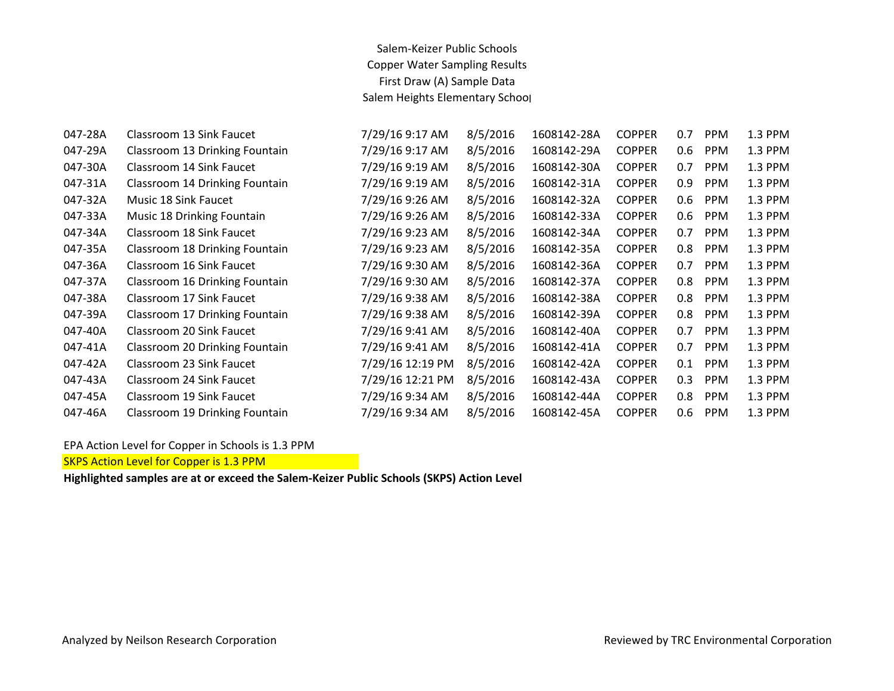Salem-Keizer Public Schools
Copper Water Sampling Results
First Draw (A) Sample Data
Salem Heights Elementary School

| | | | | | | | | |
|---|---|---|---|---|---|---|---|---|
| 047-28A | Classroom 13 Sink Faucet | 7/29/16 9:17 AM | 8/5/2016 | 1608142-28A | COPPER | 0.7 | PPM | 1.3 PPM |
| 047-29A | Classroom 13 Drinking Fountain | 7/29/16 9:17 AM | 8/5/2016 | 1608142-29A | COPPER | 0.6 | PPM | 1.3 PPM |
| 047-30A | Classroom 14 Sink Faucet | 7/29/16 9:19 AM | 8/5/2016 | 1608142-30A | COPPER | 0.7 | PPM | 1.3 PPM |
| 047-31A | Classroom 14 Drinking Fountain | 7/29/16 9:19 AM | 8/5/2016 | 1608142-31A | COPPER | 0.9 | PPM | 1.3 PPM |
| 047-32A | Music 18 Sink Faucet | 7/29/16 9:26 AM | 8/5/2016 | 1608142-32A | COPPER | 0.6 | PPM | 1.3 PPM |
| 047-33A | Music 18 Drinking Fountain | 7/29/16 9:26 AM | 8/5/2016 | 1608142-33A | COPPER | 0.6 | PPM | 1.3 PPM |
| 047-34A | Classroom 18 Sink Faucet | 7/29/16 9:23 AM | 8/5/2016 | 1608142-34A | COPPER | 0.7 | PPM | 1.3 PPM |
| 047-35A | Classroom 18 Drinking Fountain | 7/29/16 9:23 AM | 8/5/2016 | 1608142-35A | COPPER | 0.8 | PPM | 1.3 PPM |
| 047-36A | Classroom 16 Sink Faucet | 7/29/16 9:30 AM | 8/5/2016 | 1608142-36A | COPPER | 0.7 | PPM | 1.3 PPM |
| 047-37A | Classroom 16 Drinking Fountain | 7/29/16 9:30 AM | 8/5/2016 | 1608142-37A | COPPER | 0.8 | PPM | 1.3 PPM |
| 047-38A | Classroom 17 Sink Faucet | 7/29/16 9:38 AM | 8/5/2016 | 1608142-38A | COPPER | 0.8 | PPM | 1.3 PPM |
| 047-39A | Classroom 17 Drinking Fountain | 7/29/16 9:38 AM | 8/5/2016 | 1608142-39A | COPPER | 0.8 | PPM | 1.3 PPM |
| 047-40A | Classroom 20 Sink Faucet | 7/29/16 9:41 AM | 8/5/2016 | 1608142-40A | COPPER | 0.7 | PPM | 1.3 PPM |
| 047-41A | Classroom 20 Drinking Fountain | 7/29/16 9:41 AM | 8/5/2016 | 1608142-41A | COPPER | 0.7 | PPM | 1.3 PPM |
| 047-42A | Classroom 23 Sink Faucet | 7/29/16 12:19 PM | 8/5/2016 | 1608142-42A | COPPER | 0.1 | PPM | 1.3 PPM |
| 047-43A | Classroom 24 Sink Faucet | 7/29/16 12:21 PM | 8/5/2016 | 1608142-43A | COPPER | 0.3 | PPM | 1.3 PPM |
| 047-45A | Classroom 19 Sink Faucet | 7/29/16 9:34 AM | 8/5/2016 | 1608142-44A | COPPER | 0.8 | PPM | 1.3 PPM |
| 047-46A | Classroom 19 Drinking Fountain | 7/29/16 9:34 AM | 8/5/2016 | 1608142-45A | COPPER | 0.6 | PPM | 1.3 PPM |

EPA Action Level for Copper in Schools is 1.3 PPM

SKPS Action Level for Copper is 1.3 PPM

**Highlighted samples are at or exceed the Salem-Keizer Public Schools (SKPS) Action Level**

Analyzed by Neilson Research Corporation

Reviewed by TRC Environmental Corporation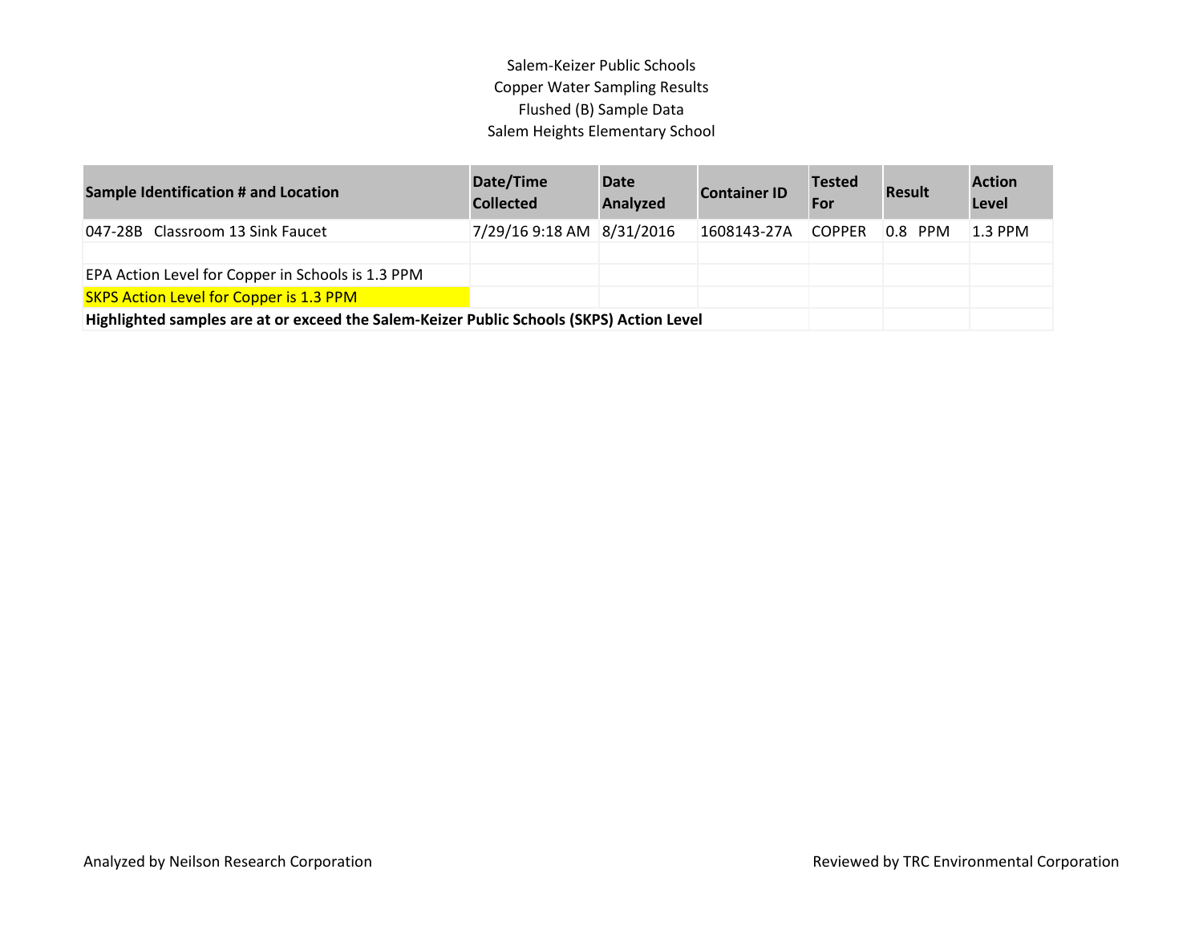Salem-Keizer Public Schools
Copper Water Sampling Results
Flushed (B) Sample Data
Salem Heights Elementary School

| Sample Identification # and Location | Date/Time Collected | Date Analyzed | Container ID | Tested For | Result | Action Level |
|---|---|---|---|---|---|---|
| 047-28B Classroom 13 Sink Faucet | 7/29/16 9:18 AM | 8/31/2016 | 1608143-27A | COPPER | 0.8 PPM | 1.3 PPM |
| | | | | | | |
| EPA Action Level for Copper in Schools is 1.3 PPM | | | | | | |
| SKPS Action Level for Copper is 1.3 PPM | | | | | | |
| **Highlighted samples are at or exceed the Salem-Keizer Public Schools (SKPS) Action Level** | | | | | | |

Analyzed by Neilson Research Corporation

Reviewed by TRC Environmental Corporation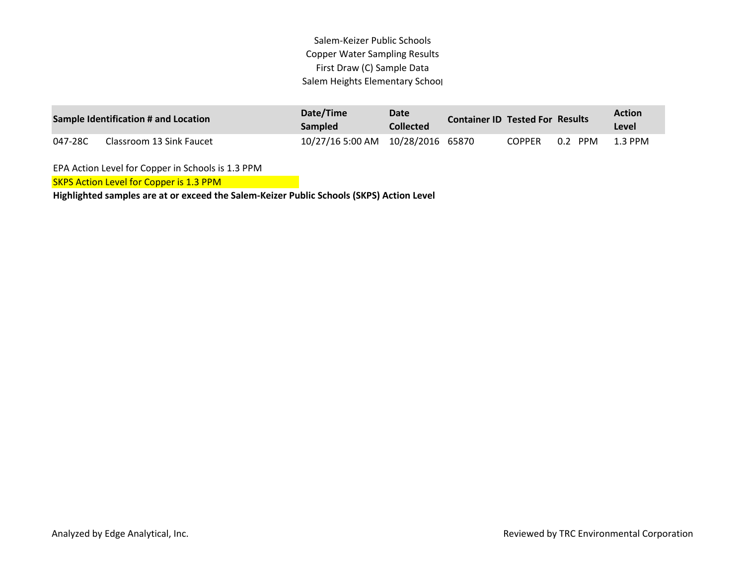Salem-Keizer Public Schools
Copper Water Sampling Results
First Draw (C) Sample Data
Salem Heights Elementary School

| Sample Identification # and Location | | Date/Time Sampled | Date Collected | Container ID | Tested For | Results | Action Level |
|---|---|---|---|---|---|---|---|
| 047-28C | Classroom 13 Sink Faucet | 10/27/16 5:00 AM | 10/28/2016 | 65870 | COPPER | 0.2 PPM | 1.3 PPM |

EPA Action Level for Copper in Schools is 1.3 PPM

SKPS Action Level for Copper is 1.3 PPM

**Highlighted samples are at or exceed the Salem-Keizer Public Schools (SKPS) Action Level**

Analyzed by Edge Analytical, Inc.

Reviewed by TRC Environmental Corporation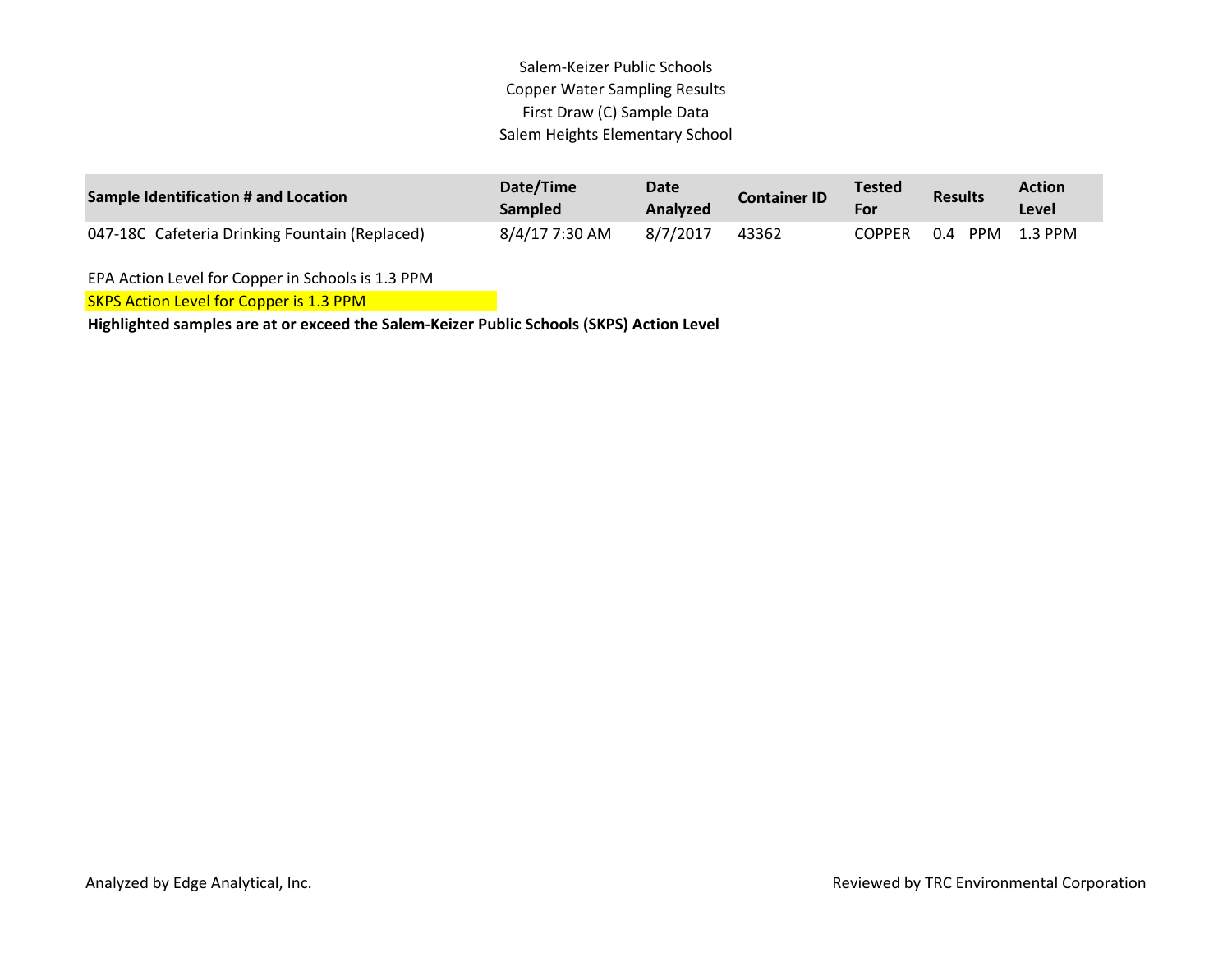# Salem-Keizer Public Schools
## Copper Water Sampling Results
## First Draw (C) Sample Data
## Salem Heights Elementary School

| Sample Identification # and Location | Date/Time Sampled | Date Analyzed | Container ID | Tested For | Results | Action Level |
|---|---|---|---|---|---|---|
| 047-18C Cafeteria Drinking Fountain (Replaced) | 8/4/17 7:30 AM | 8/7/2017 | 43362 | COPPER | 0.4 PPM | 1.3 PPM |

EPA Action Level for Copper in Schools is 1.3 PPM

SKPS Action Level for Copper is 1.3 PPM

**Highlighted samples are at or exceed the Salem-Keizer Public Schools (SKPS) Action Level**

Analyzed by Edge Analytical, Inc.

Reviewed by TRC Environmental Corporation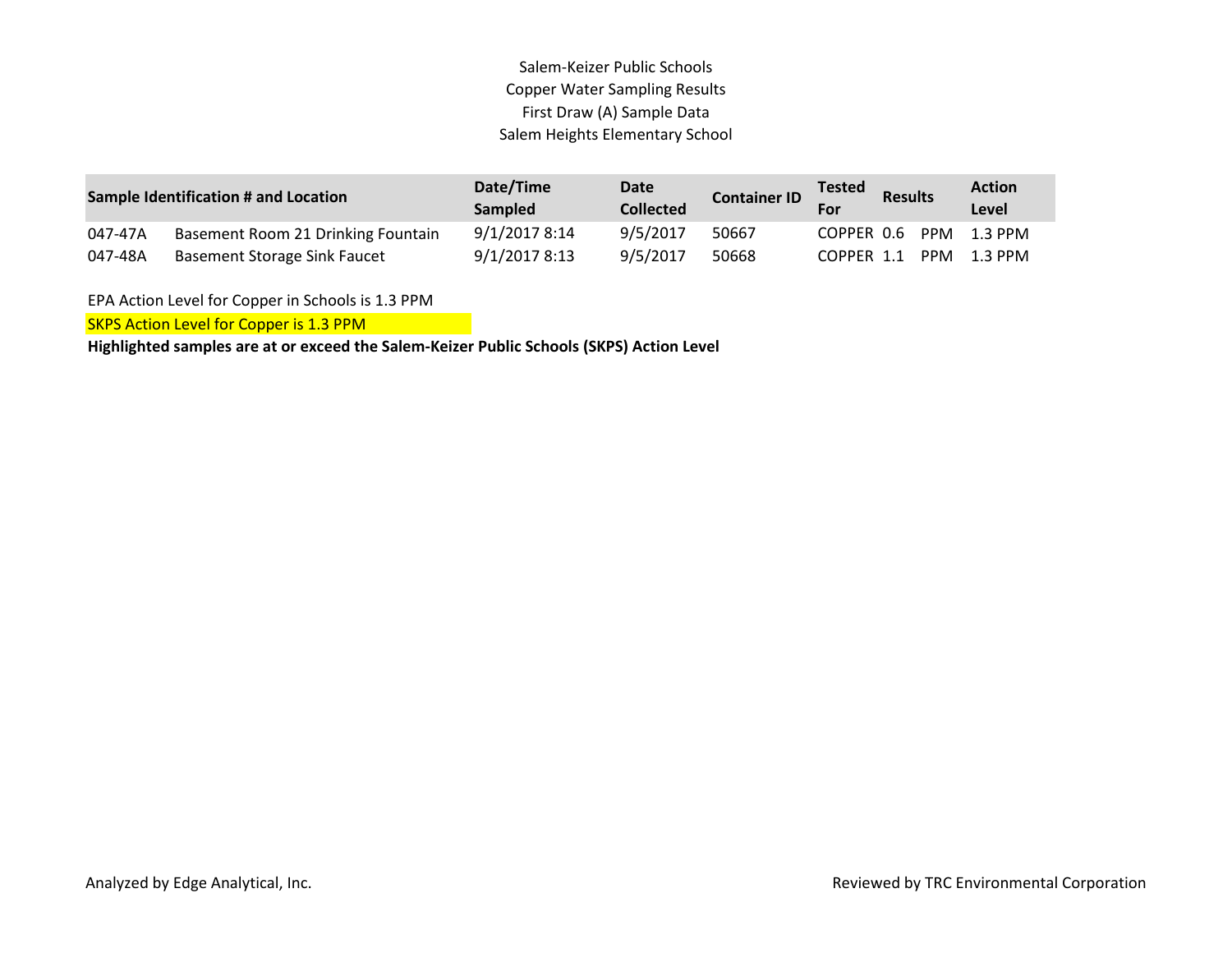Salem-Keizer Public Schools
Copper Water Sampling Results
First Draw (A) Sample Data
Salem Heights Elementary School

| Sample Identification # and Location | | Date/Time Sampled | Date Collected | Container ID | Tested For | Results | | Action Level |
|---|---|---|---|---|---|---|---|---|
| 047-47A | Basement Room 21 Drinking Fountain | 9/1/2017 8:14 | 9/5/2017 | 50667 | COPPER | 0.6 | PPM | 1.3 PPM |
| 047-48A | Basement Storage Sink Faucet | 9/1/2017 8:13 | 9/5/2017 | 50668 | COPPER | 1.1 | PPM | 1.3 PPM |

EPA Action Level for Copper in Schools is 1.3 PPM

SKPS Action Level for Copper is 1.3 PPM

**Highlighted samples are at or exceed the Salem-Keizer Public Schools (SKPS) Action Level**

Analyzed by Edge Analytical, Inc.

Reviewed by TRC Environmental Corporation